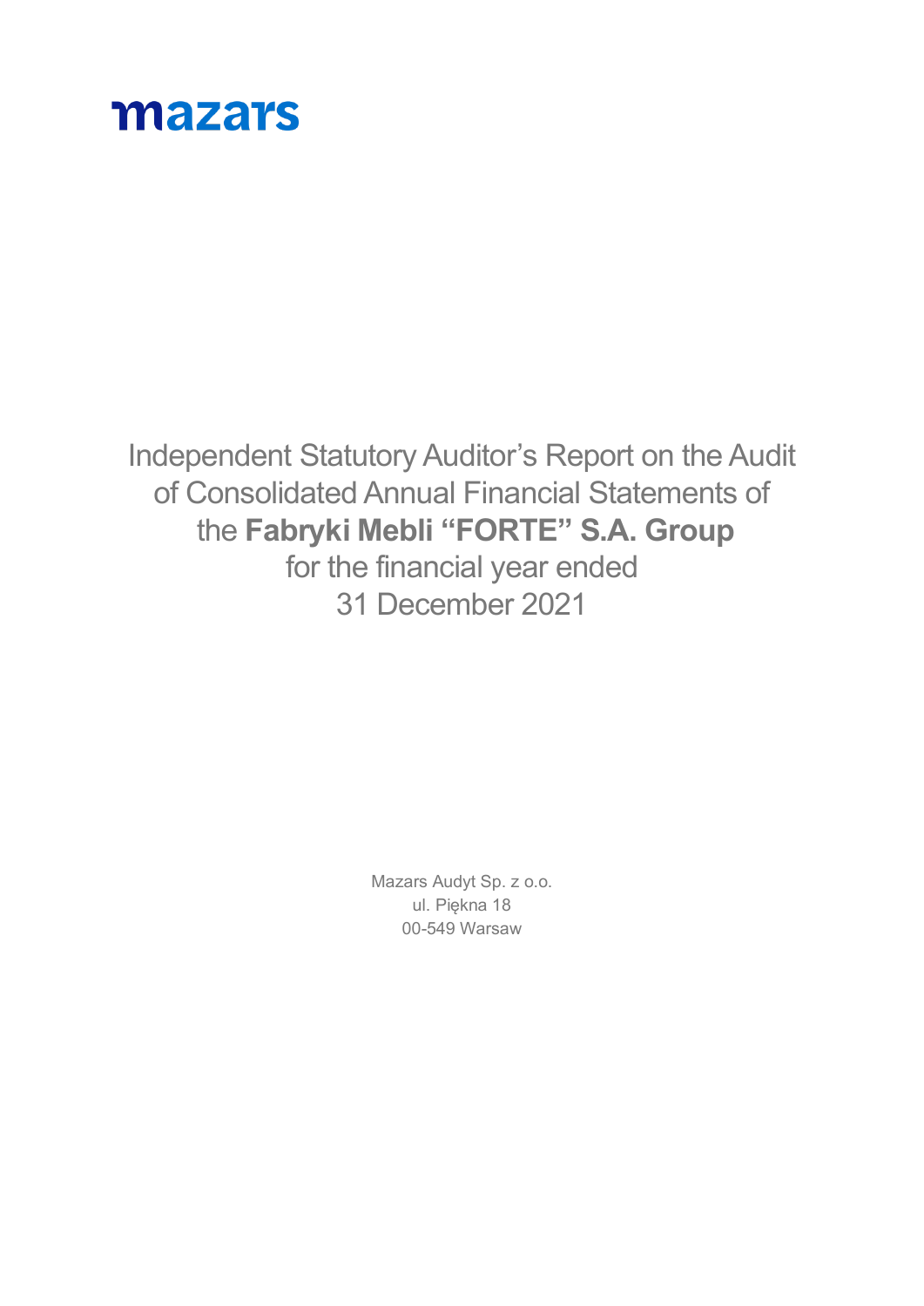mazars

# Independent Statutory Auditor's Report on the Audit of Consolidated Annual Financial Statements of the **Fabryki Mebli "FORTE" S.A. Group** for the financial year ended 31 December 2021

Mazars Audyt Sp. z o.o.
ul. Piękna 18
00-549 Warsaw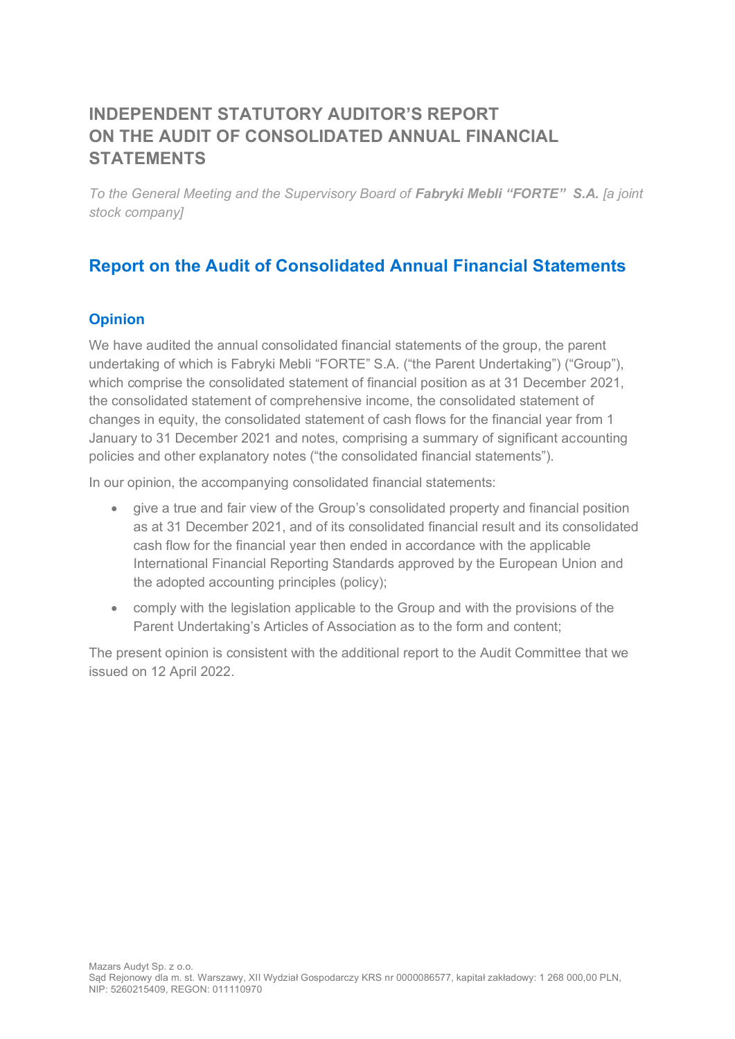# INDEPENDENT STATUTORY AUDITOR'S REPORT ON THE AUDIT OF CONSOLIDATED ANNUAL FINANCIAL STATEMENTS

*To the General Meeting and the Supervisory Board of **Fabryki Mebli "FORTE" S.A.** [a joint stock company]*

## Report on the Audit of Consolidated Annual Financial Statements

### Opinion

We have audited the annual consolidated financial statements of the group, the parent undertaking of which is Fabryki Mebli "FORTE" S.A. ("the Parent Undertaking") ("Group"), which comprise the consolidated statement of financial position as at 31 December 2021, the consolidated statement of comprehensive income, the consolidated statement of changes in equity, the consolidated statement of cash flows for the financial year from 1 January to 31 December 2021 and notes, comprising a summary of significant accounting policies and other explanatory notes ("the consolidated financial statements").

In our opinion, the accompanying consolidated financial statements:

- give a true and fair view of the Group's consolidated property and financial position as at 31 December 2021, and of its consolidated financial result and its consolidated cash flow for the financial year then ended in accordance with the applicable International Financial Reporting Standards approved by the European Union and the adopted accounting principles (policy);
- comply with the legislation applicable to the Group and with the provisions of the Parent Undertaking's Articles of Association as to the form and content;

The present opinion is consistent with the additional report to the Audit Committee that we issued on 12 April 2022.

Mazars Audyt Sp. z o.o.
Sąd Rejonowy dla m. st. Warszawy, XII Wydział Gospodarczy KRS nr 0000086577, kapitał zakładowy: 1 268 000,00 PLN, NIP: 5260215409, REGON: 011110970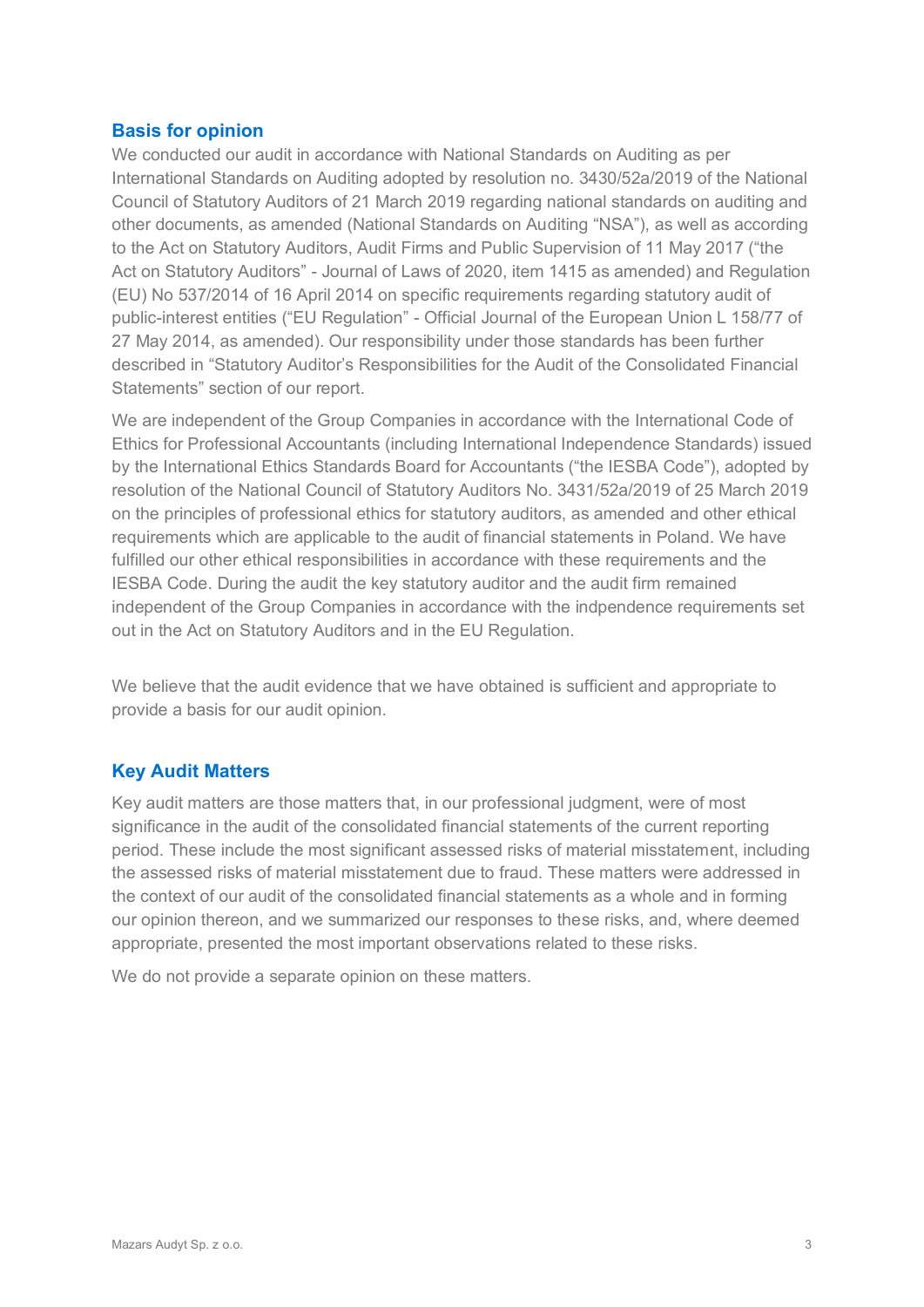## Basis for opinion

We conducted our audit in accordance with National Standards on Auditing as per International Standards on Auditing adopted by resolution no. 3430/52a/2019 of the National Council of Statutory Auditors of 21 March 2019 regarding national standards on auditing and other documents, as amended (National Standards on Auditing "NSA"), as well as according to the Act on Statutory Auditors, Audit Firms and Public Supervision of 11 May 2017 ("the Act on Statutory Auditors" - Journal of Laws of 2020, item 1415 as amended) and Regulation (EU) No 537/2014 of 16 April 2014 on specific requirements regarding statutory audit of public-interest entities ("EU Regulation" - Official Journal of the European Union L 158/77 of 27 May 2014, as amended). Our responsibility under those standards has been further described in "Statutory Auditor's Responsibilities for the Audit of the Consolidated Financial Statements" section of our report.

We are independent of the Group Companies in accordance with the International Code of Ethics for Professional Accountants (including International Independence Standards) issued by the International Ethics Standards Board for Accountants ("the IESBA Code"), adopted by resolution of the National Council of Statutory Auditors No. 3431/52a/2019 of 25 March 2019 on the principles of professional ethics for statutory auditors, as amended and other ethical requirements which are applicable to the audit of financial statements in Poland. We have fulfilled our other ethical responsibilities in accordance with these requirements and the IESBA Code. During the audit the key statutory auditor and the audit firm remained independent of the Group Companies in accordance with the indpendence requirements set out in the Act on Statutory Auditors and in the EU Regulation.

We believe that the audit evidence that we have obtained is sufficient and appropriate to provide a basis for our audit opinion.

## Key Audit Matters

Key audit matters are those matters that, in our professional judgment, were of most significance in the audit of the consolidated financial statements of the current reporting period. These include the most significant assessed risks of material misstatement, including the assessed risks of material misstatement due to fraud. These matters were addressed in the context of our audit of the consolidated financial statements as a whole and in forming our opinion thereon, and we summarized our responses to these risks, and, where deemed appropriate, presented the most important observations related to these risks.

We do not provide a separate opinion on these matters.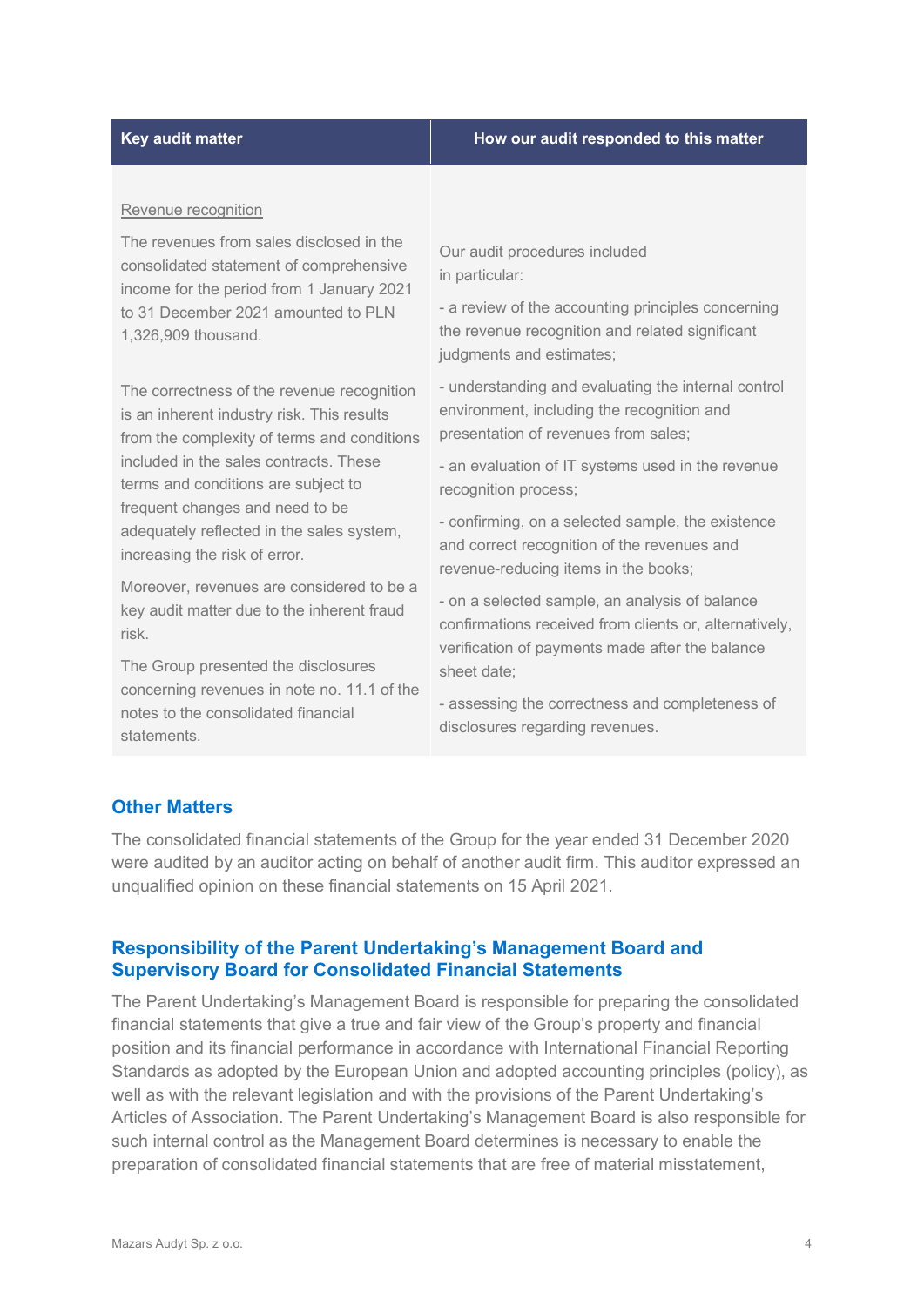| Key audit matter | How our audit responded to this matter |
|---|---|
| Revenue recognition<br><br>The revenues from sales disclosed in the consolidated statement of comprehensive income for the period from 1 January 2021 to 31 December 2021 amounted to PLN 1,326,909 thousand.<br><br>The correctness of the revenue recognition is an inherent industry risk. This results from the complexity of terms and conditions included in the sales contracts. These terms and conditions are subject to frequent changes and need to be adequately reflected in the sales system, increasing the risk of error.<br><br>Moreover, revenues are considered to be a key audit matter due to the inherent fraud risk.<br><br>The Group presented the disclosures concerning revenues in note no. 11.1 of the notes to the consolidated financial statements. | Our audit procedures included in particular:<br><br>- a review of the accounting principles concerning the revenue recognition and related significant judgments and estimates;<br><br>- understanding and evaluating the internal control environment, including the recognition and presentation of revenues from sales;<br><br>- an evaluation of IT systems used in the revenue recognition process;<br><br>- confirming, on a selected sample, the existence and correct recognition of the revenues and revenue-reducing items in the books;<br><br>- on a selected sample, an analysis of balance confirmations received from clients or, alternatively, verification of payments made after the balance sheet date;<br><br>- assessing the correctness and completeness of disclosures regarding revenues. |

## Other Matters

The consolidated financial statements of the Group for the year ended 31 December 2020 were audited by an auditor acting on behalf of another audit firm. This auditor expressed an unqualified opinion on these financial statements on 15 April 2021.

## Responsibility of the Parent Undertaking's Management Board and Supervisory Board for Consolidated Financial Statements

The Parent Undertaking's Management Board is responsible for preparing the consolidated financial statements that give a true and fair view of the Group's property and financial position and its financial performance in accordance with International Financial Reporting Standards as adopted by the European Union and adopted accounting principles (policy), as well as with the relevant legislation and with the provisions of the Parent Undertaking's Articles of Association. The Parent Undertaking's Management Board is also responsible for such internal control as the Management Board determines is necessary to enable the preparation of consolidated financial statements that are free of material misstatement,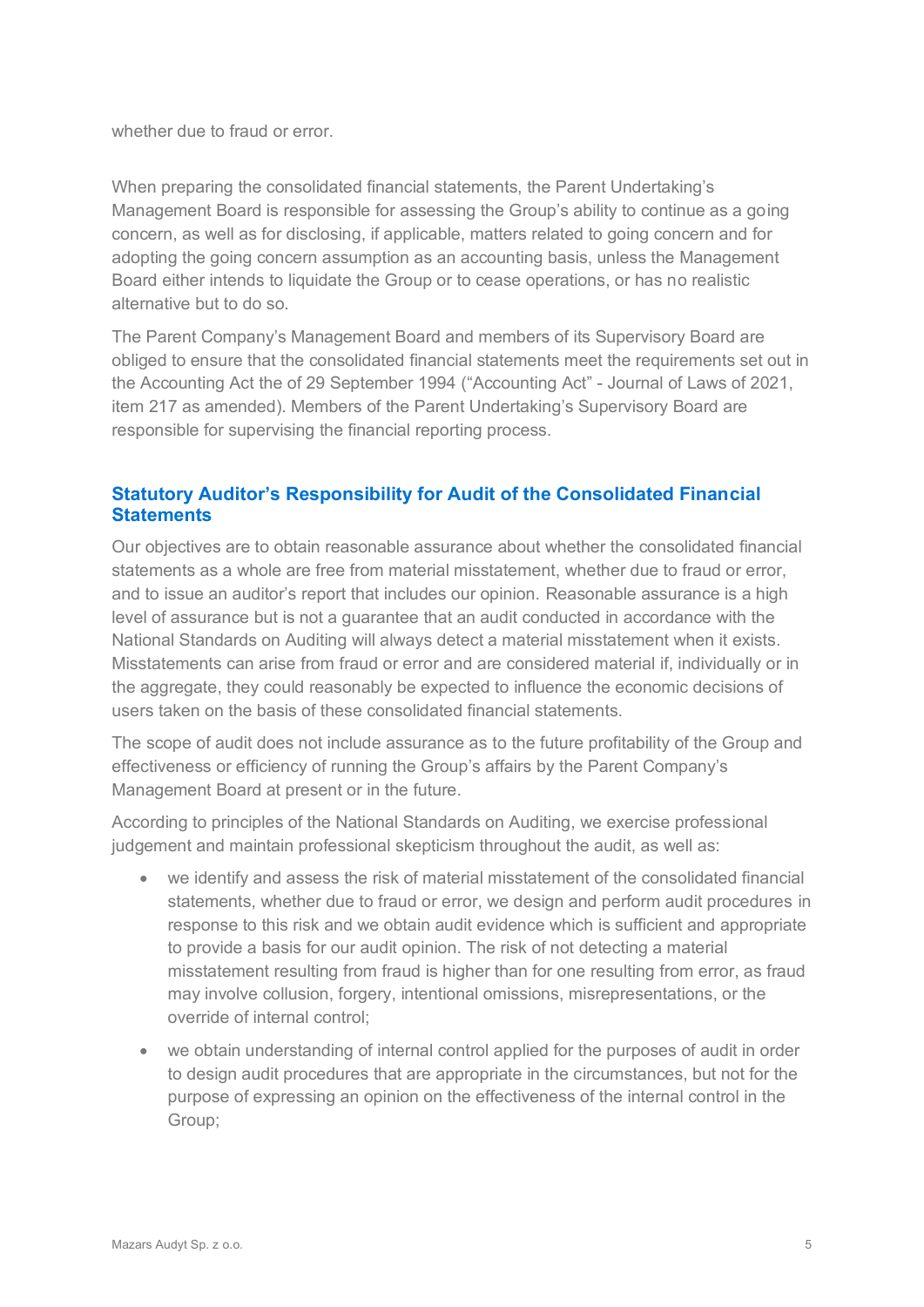whether due to fraud or error.

When preparing the consolidated financial statements, the Parent Undertaking's Management Board is responsible for assessing the Group's ability to continue as a going concern, as well as for disclosing, if applicable, matters related to going concern and for adopting the going concern assumption as an accounting basis, unless the Management Board either intends to liquidate the Group or to cease operations, or has no realistic alternative but to do so.

The Parent Company's Management Board and members of its Supervisory Board are obliged to ensure that the consolidated financial statements meet the requirements set out in the Accounting Act the of 29 September 1994 ("Accounting Act" - Journal of Laws of 2021, item 217 as amended). Members of the Parent Undertaking's Supervisory Board are responsible for supervising the financial reporting process.

## Statutory Auditor's Responsibility for Audit of the Consolidated Financial Statements

Our objectives are to obtain reasonable assurance about whether the consolidated financial statements as a whole are free from material misstatement, whether due to fraud or error, and to issue an auditor's report that includes our opinion. Reasonable assurance is a high level of assurance but is not a guarantee that an audit conducted in accordance with the National Standards on Auditing will always detect a material misstatement when it exists. Misstatements can arise from fraud or error and are considered material if, individually or in the aggregate, they could reasonably be expected to influence the economic decisions of users taken on the basis of these consolidated financial statements.

The scope of audit does not include assurance as to the future profitability of the Group and effectiveness or efficiency of running the Group's affairs by the Parent Company's Management Board at present or in the future.

According to principles of the National Standards on Auditing, we exercise professional judgement and maintain professional skepticism throughout the audit, as well as:

- we identify and assess the risk of material misstatement of the consolidated financial statements, whether due to fraud or error, we design and perform audit procedures in response to this risk and we obtain audit evidence which is sufficient and appropriate to provide a basis for our audit opinion. The risk of not detecting a material misstatement resulting from fraud is higher than for one resulting from error, as fraud may involve collusion, forgery, intentional omissions, misrepresentations, or the override of internal control;
- we obtain understanding of internal control applied for the purposes of audit in order to design audit procedures that are appropriate in the circumstances, but not for the purpose of expressing an opinion on the effectiveness of the internal control in the Group;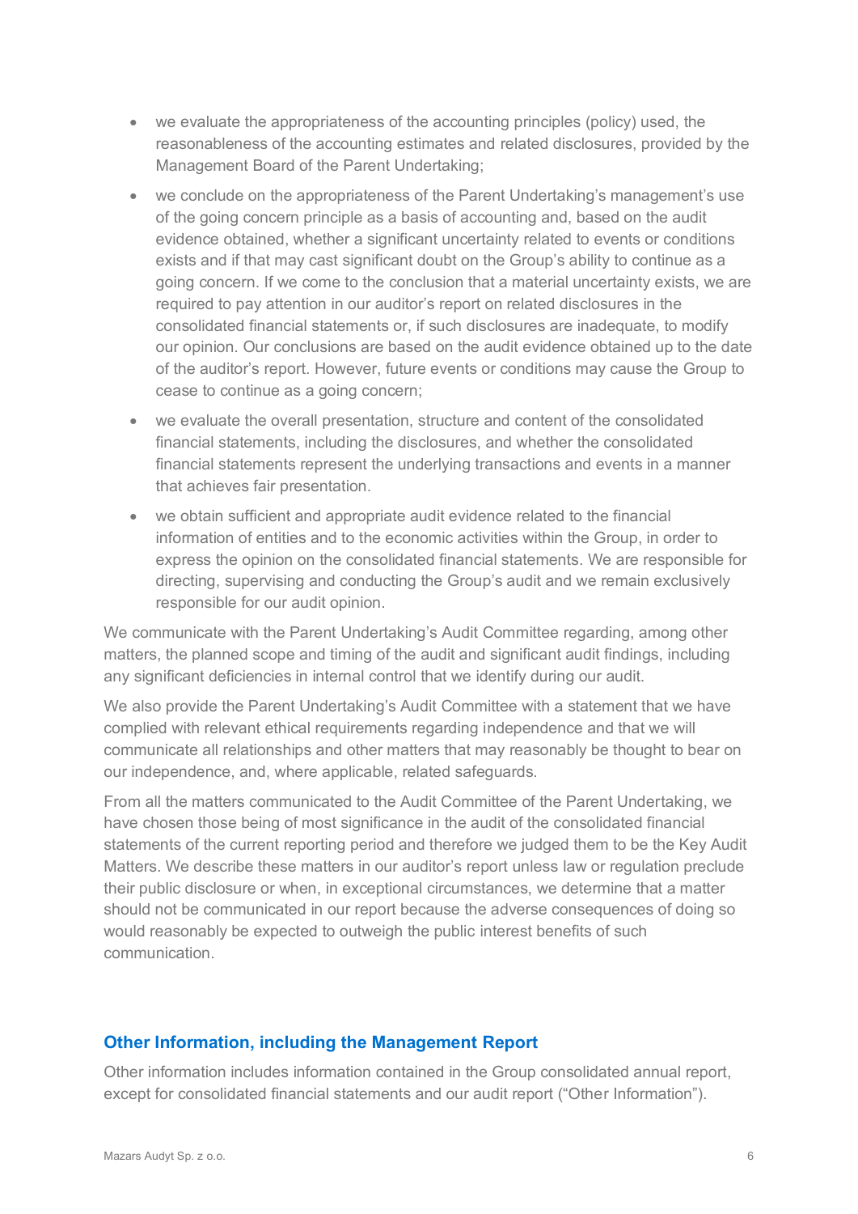- we evaluate the appropriateness of the accounting principles (policy) used, the reasonableness of the accounting estimates and related disclosures, provided by the Management Board of the Parent Undertaking;
- we conclude on the appropriateness of the Parent Undertaking's management's use of the going concern principle as a basis of accounting and, based on the audit evidence obtained, whether a significant uncertainty related to events or conditions exists and if that may cast significant doubt on the Group's ability to continue as a going concern. If we come to the conclusion that a material uncertainty exists, we are required to pay attention in our auditor's report on related disclosures in the consolidated financial statements or, if such disclosures are inadequate, to modify our opinion. Our conclusions are based on the audit evidence obtained up to the date of the auditor's report. However, future events or conditions may cause the Group to cease to continue as a going concern;
- we evaluate the overall presentation, structure and content of the consolidated financial statements, including the disclosures, and whether the consolidated financial statements represent the underlying transactions and events in a manner that achieves fair presentation.
- we obtain sufficient and appropriate audit evidence related to the financial information of entities and to the economic activities within the Group, in order to express the opinion on the consolidated financial statements. We are responsible for directing, supervising and conducting the Group's audit and we remain exclusively responsible for our audit opinion.

We communicate with the Parent Undertaking's Audit Committee regarding, among other matters, the planned scope and timing of the audit and significant audit findings, including any significant deficiencies in internal control that we identify during our audit.

We also provide the Parent Undertaking's Audit Committee with a statement that we have complied with relevant ethical requirements regarding independence and that we will communicate all relationships and other matters that may reasonably be thought to bear on our independence, and, where applicable, related safeguards.

From all the matters communicated to the Audit Committee of the Parent Undertaking, we have chosen those being of most significance in the audit of the consolidated financial statements of the current reporting period and therefore we judged them to be the Key Audit Matters. We describe these matters in our auditor's report unless law or regulation preclude their public disclosure or when, in exceptional circumstances, we determine that a matter should not be communicated in our report because the adverse consequences of doing so would reasonably be expected to outweigh the public interest benefits of such communication.

## Other Information, including the Management Report

Other information includes information contained in the Group consolidated annual report, except for consolidated financial statements and our audit report ("Other Information").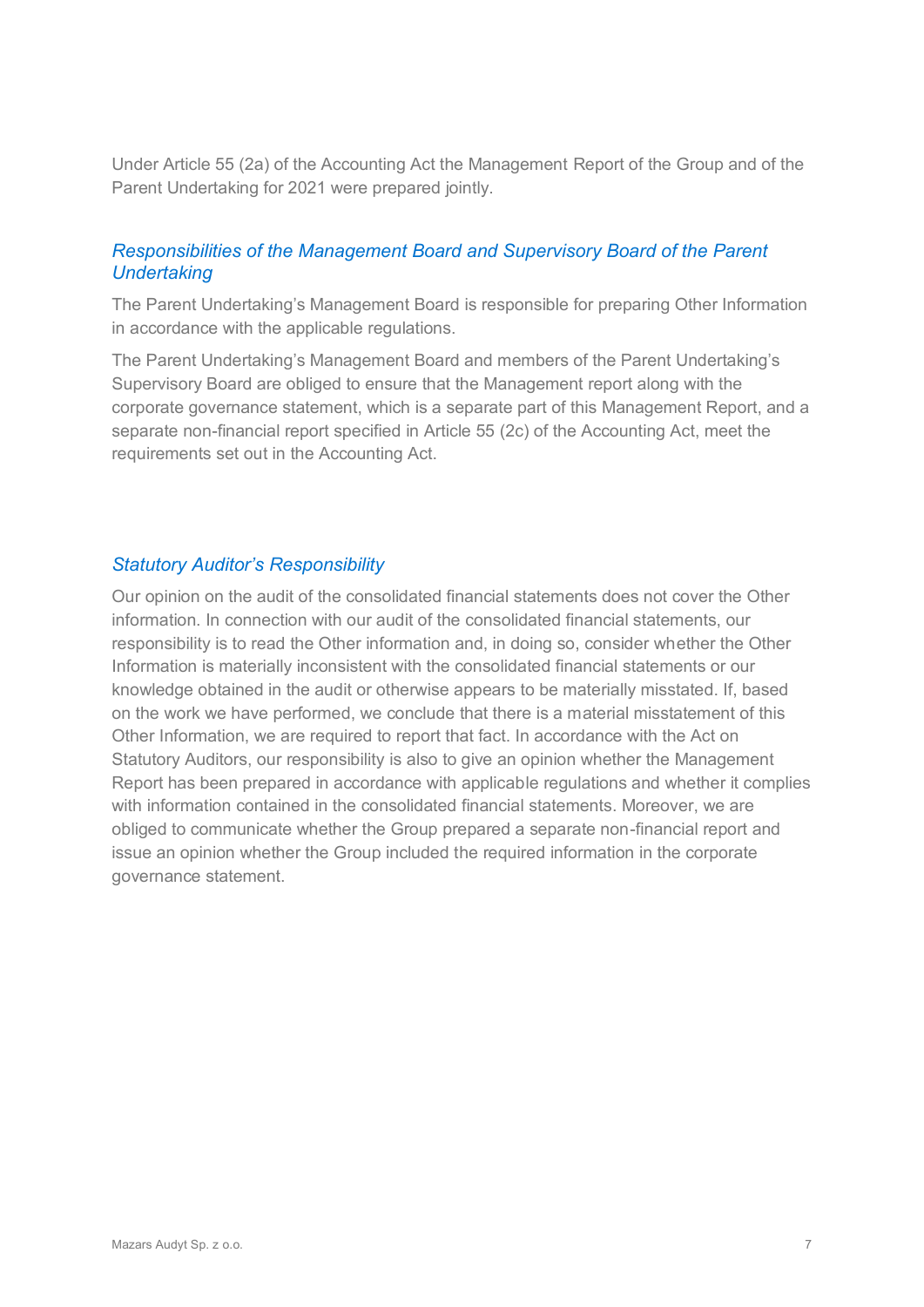Under Article 55 (2a) of the Accounting Act the Management Report of the Group and of the Parent Undertaking for 2021 were prepared jointly.

### *Responsibilities of the Management Board and Supervisory Board of the Parent Undertaking*

The Parent Undertaking's Management Board is responsible for preparing Other Information in accordance with the applicable regulations.

The Parent Undertaking's Management Board and members of the Parent Undertaking's Supervisory Board are obliged to ensure that the Management report along with the corporate governance statement, which is a separate part of this Management Report, and a separate non-financial report specified in Article 55 (2c) of the Accounting Act, meet the requirements set out in the Accounting Act.

### *Statutory Auditor's Responsibility*

Our opinion on the audit of the consolidated financial statements does not cover the Other information. In connection with our audit of the consolidated financial statements, our responsibility is to read the Other information and, in doing so, consider whether the Other Information is materially inconsistent with the consolidated financial statements or our knowledge obtained in the audit or otherwise appears to be materially misstated. If, based on the work we have performed, we conclude that there is a material misstatement of this Other Information, we are required to report that fact. In accordance with the Act on Statutory Auditors, our responsibility is also to give an opinion whether the Management Report has been prepared in accordance with applicable regulations and whether it complies with information contained in the consolidated financial statements. Moreover, we are obliged to communicate whether the Group prepared a separate non-financial report and issue an opinion whether the Group included the required information in the corporate governance statement.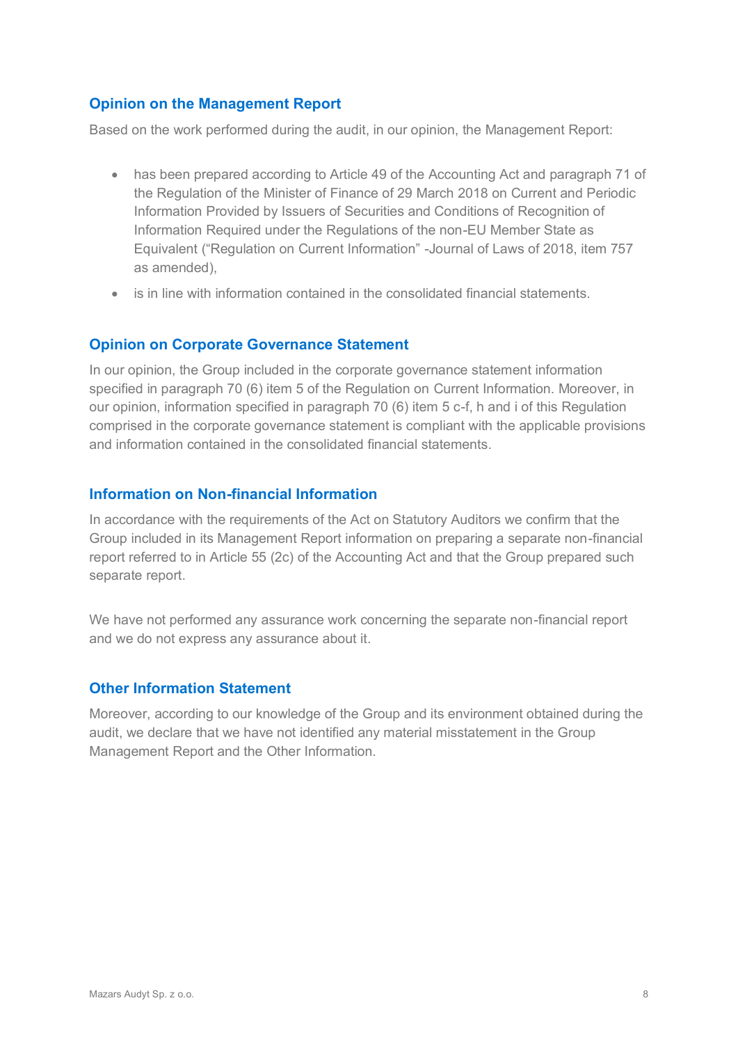## Opinion on the Management Report

Based on the work performed during the audit, in our opinion, the Management Report:

- has been prepared according to Article 49 of the Accounting Act and paragraph 71 of the Regulation of the Minister of Finance of 29 March 2018 on Current and Periodic Information Provided by Issuers of Securities and Conditions of Recognition of Information Required under the Regulations of the non-EU Member State as Equivalent ("Regulation on Current Information" -Journal of Laws of 2018, item 757 as amended),
- is in line with information contained in the consolidated financial statements.

## Opinion on Corporate Governance Statement

In our opinion, the Group included in the corporate governance statement information specified in paragraph 70 (6) item 5 of the Regulation on Current Information. Moreover, in our opinion, information specified in paragraph 70 (6) item 5 c-f, h and i of this Regulation comprised in the corporate governance statement is compliant with the applicable provisions and information contained in the consolidated financial statements.

## Information on Non-financial Information

In accordance with the requirements of the Act on Statutory Auditors we confirm that the Group included in its Management Report information on preparing a separate non-financial report referred to in Article 55 (2c) of the Accounting Act and that the Group prepared such separate report.

We have not performed any assurance work concerning the separate non-financial report and we do not express any assurance about it.

## Other Information Statement

Moreover, according to our knowledge of the Group and its environment obtained during the audit, we declare that we have not identified any material misstatement in the Group Management Report and the Other Information.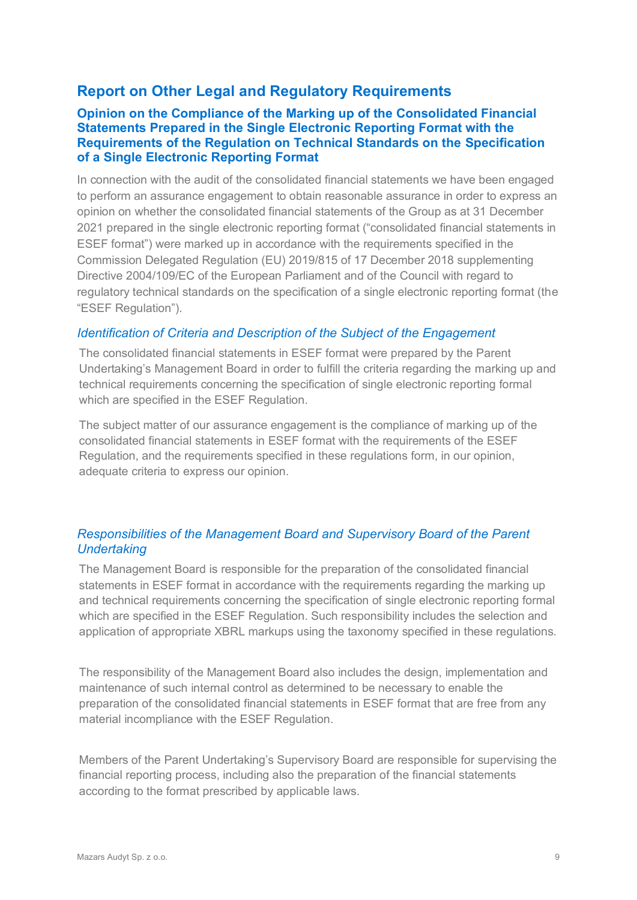## Report on Other Legal and Regulatory Requirements

### Opinion on the Compliance of the Marking up of the Consolidated Financial Statements Prepared in the Single Electronic Reporting Format with the Requirements of the Regulation on Technical Standards on the Specification of a Single Electronic Reporting Format

In connection with the audit of the consolidated financial statements we have been engaged to perform an assurance engagement to obtain reasonable assurance in order to express an opinion on whether the consolidated financial statements of the Group as at 31 December 2021 prepared in the single electronic reporting format ("consolidated financial statements in ESEF format") were marked up in accordance with the requirements specified in the Commission Delegated Regulation (EU) 2019/815 of 17 December 2018 supplementing Directive 2004/109/EC of the European Parliament and of the Council with regard to regulatory technical standards on the specification of a single electronic reporting format (the "ESEF Regulation").

#### *Identification of Criteria and Description of the Subject of the Engagement*

The consolidated financial statements in ESEF format were prepared by the Parent Undertaking's Management Board in order to fulfill the criteria regarding the marking up and technical requirements concerning the specification of single electronic reporting formal which are specified in the ESEF Regulation.

The subject matter of our assurance engagement is the compliance of marking up of the consolidated financial statements in ESEF format with the requirements of the ESEF Regulation, and the requirements specified in these regulations form, in our opinion, adequate criteria to express our opinion.

#### *Responsibilities of the Management Board and Supervisory Board of the Parent Undertaking*

The Management Board is responsible for the preparation of the consolidated financial statements in ESEF format in accordance with the requirements regarding the marking up and technical requirements concerning the specification of single electronic reporting formal which are specified in the ESEF Regulation. Such responsibility includes the selection and application of appropriate XBRL markups using the taxonomy specified in these regulations.

The responsibility of the Management Board also includes the design, implementation and maintenance of such internal control as determined to be necessary to enable the preparation of the consolidated financial statements in ESEF format that are free from any material incompliance with the ESEF Regulation.

Members of the Parent Undertaking's Supervisory Board are responsible for supervising the financial reporting process, including also the preparation of the financial statements according to the format prescribed by applicable laws.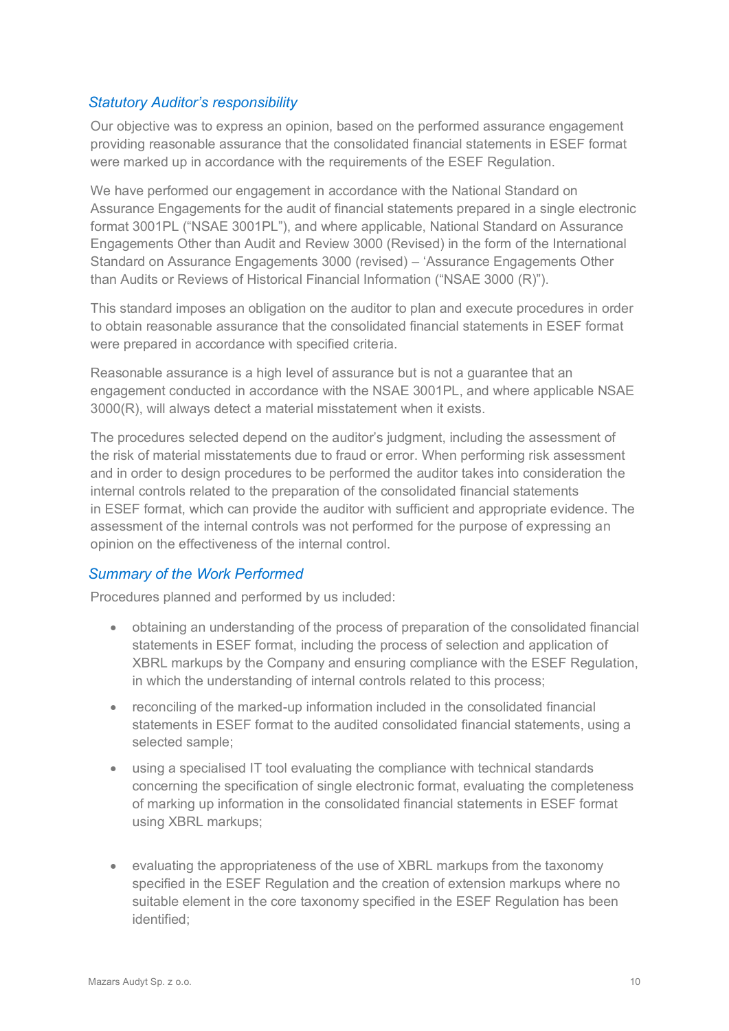### *Statutory Auditor's responsibility*

Our objective was to express an opinion, based on the performed assurance engagement providing reasonable assurance that the consolidated financial statements in ESEF format were marked up in accordance with the requirements of the ESEF Regulation.

We have performed our engagement in accordance with the National Standard on Assurance Engagements for the audit of financial statements prepared in a single electronic format 3001PL ("NSAE 3001PL"), and where applicable, National Standard on Assurance Engagements Other than Audit and Review 3000 (Revised) in the form of the International Standard on Assurance Engagements 3000 (revised) – 'Assurance Engagements Other than Audits or Reviews of Historical Financial Information ("NSAE 3000 (R)").

This standard imposes an obligation on the auditor to plan and execute procedures in order to obtain reasonable assurance that the consolidated financial statements in ESEF format were prepared in accordance with specified criteria.

Reasonable assurance is a high level of assurance but is not a guarantee that an engagement conducted in accordance with the NSAE 3001PL, and where applicable NSAE 3000(R), will always detect a material misstatement when it exists.

The procedures selected depend on the auditor's judgment, including the assessment of the risk of material misstatements due to fraud or error. When performing risk assessment and in order to design procedures to be performed the auditor takes into consideration the internal controls related to the preparation of the consolidated financial statements in ESEF format, which can provide the auditor with sufficient and appropriate evidence. The assessment of the internal controls was not performed for the purpose of expressing an opinion on the effectiveness of the internal control.

### *Summary of the Work Performed*

Procedures planned and performed by us included:

- obtaining an understanding of the process of preparation of the consolidated financial statements in ESEF format, including the process of selection and application of XBRL markups by the Company and ensuring compliance with the ESEF Regulation, in which the understanding of internal controls related to this process;
- reconciling of the marked-up information included in the consolidated financial statements in ESEF format to the audited consolidated financial statements, using a selected sample;
- using a specialised IT tool evaluating the compliance with technical standards concerning the specification of single electronic format, evaluating the completeness of marking up information in the consolidated financial statements in ESEF format using XBRL markups;
- evaluating the appropriateness of the use of XBRL markups from the taxonomy specified in the ESEF Regulation and the creation of extension markups where no suitable element in the core taxonomy specified in the ESEF Regulation has been identified;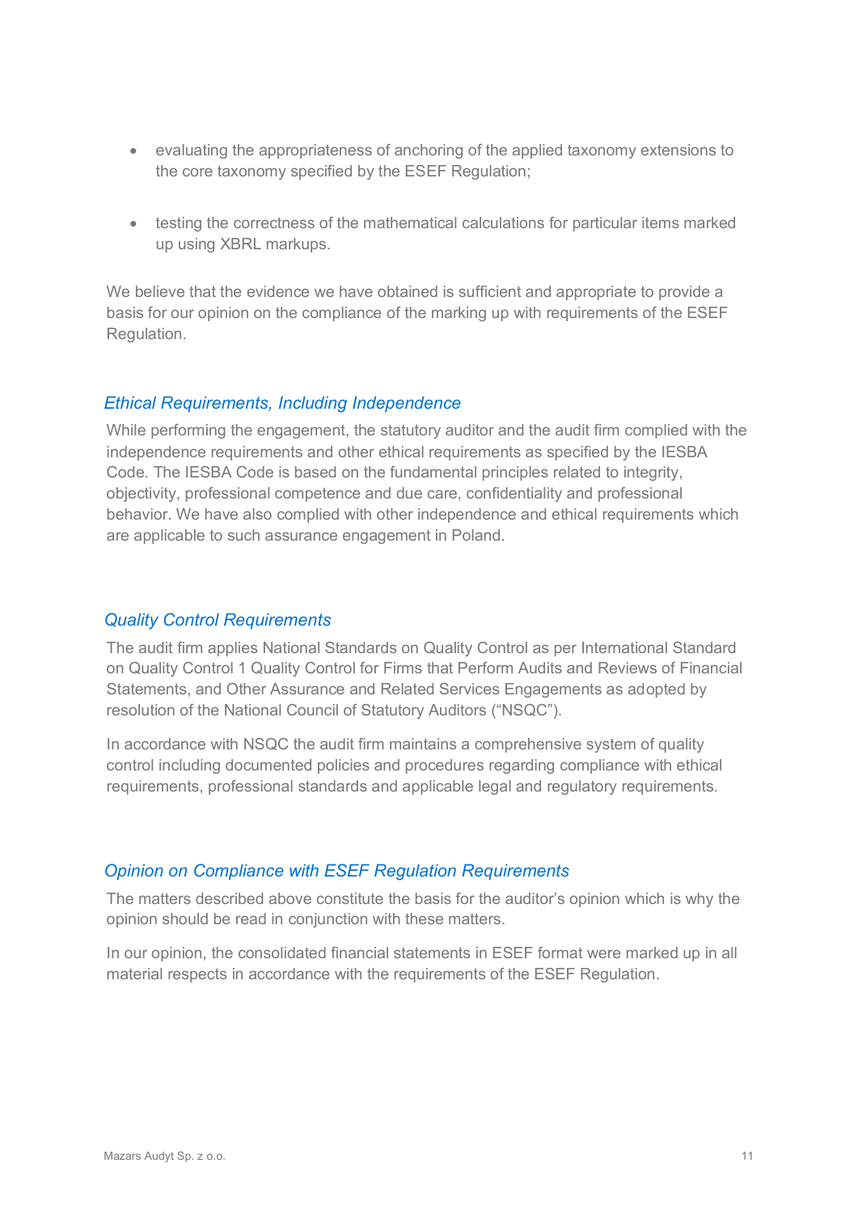- evaluating the appropriateness of anchoring of the applied taxonomy extensions to the core taxonomy specified by the ESEF Regulation;

- testing the correctness of the mathematical calculations for particular items marked up using XBRL markups.

We believe that the evidence we have obtained is sufficient and appropriate to provide a basis for our opinion on the compliance of the marking up with requirements of the ESEF Regulation.

### *Ethical Requirements, Including Independence*

While performing the engagement, the statutory auditor and the audit firm complied with the independence requirements and other ethical requirements as specified by the IESBA Code. The IESBA Code is based on the fundamental principles related to integrity, objectivity, professional competence and due care, confidentiality and professional behavior. We have also complied with other independence and ethical requirements which are applicable to such assurance engagement in Poland.

### *Quality Control Requirements*

The audit firm applies National Standards on Quality Control as per International Standard on Quality Control 1 Quality Control for Firms that Perform Audits and Reviews of Financial Statements, and Other Assurance and Related Services Engagements as adopted by resolution of the National Council of Statutory Auditors ("NSQC").

In accordance with NSQC the audit firm maintains a comprehensive system of quality control including documented policies and procedures regarding compliance with ethical requirements, professional standards and applicable legal and regulatory requirements.

### *Opinion on Compliance with ESEF Regulation Requirements*

The matters described above constitute the basis for the auditor's opinion which is why the opinion should be read in conjunction with these matters.

In our opinion, the consolidated financial statements in ESEF format were marked up in all material respects in accordance with the requirements of the ESEF Regulation.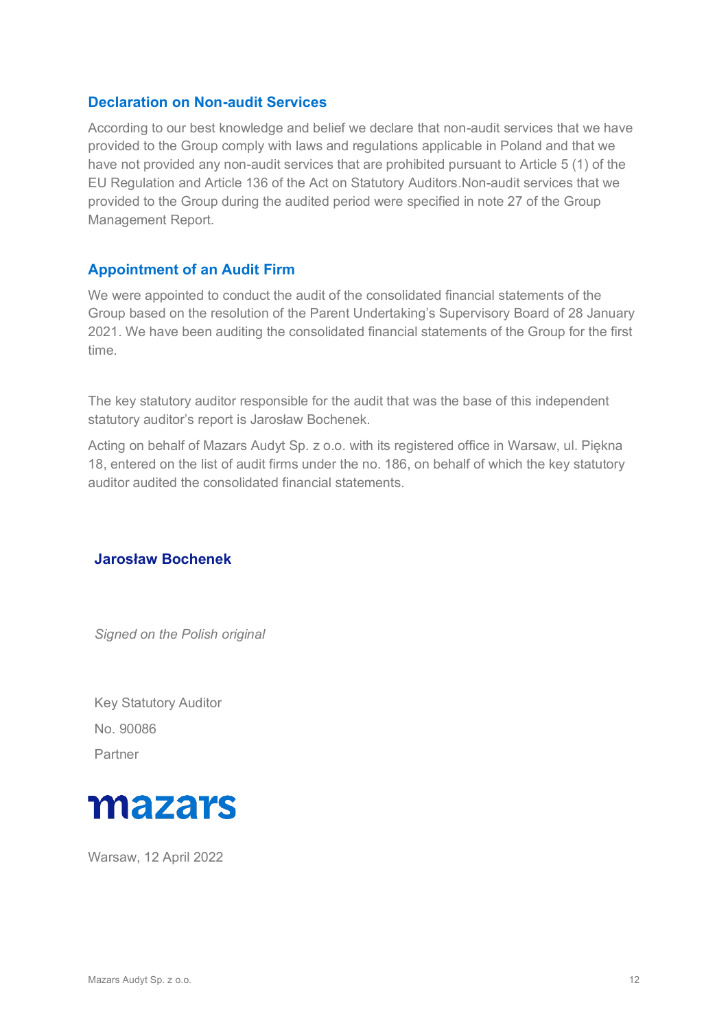## Declaration on Non-audit Services

According to our best knowledge and belief we declare that non-audit services that we have provided to the Group comply with laws and regulations applicable in Poland and that we have not provided any non-audit services that are prohibited pursuant to Article 5 (1) of the EU Regulation and Article 136 of the Act on Statutory Auditors.Non-audit services that we provided to the Group during the audited period were specified in note 27 of the Group Management Report.

## Appointment of an Audit Firm

We were appointed to conduct the audit of the consolidated financial statements of the Group based on the resolution of the Parent Undertaking's Supervisory Board of 28 January 2021. We have been auditing the consolidated financial statements of the Group for the first time.

The key statutory auditor responsible for the audit that was the base of this independent statutory auditor's report is Jarosław Bochenek.

Acting on behalf of Mazars Audyt Sp. z o.o. with its registered office in Warsaw, ul. Piękna 18, entered on the list of audit firms under the no. 186, on behalf of which the key statutory auditor audited the consolidated financial statements.

**Jarosław Bochenek**

*Signed on the Polish original*

Key Statutory Auditor

No. 90086

Partner

mazars

Warsaw, 12 April 2022